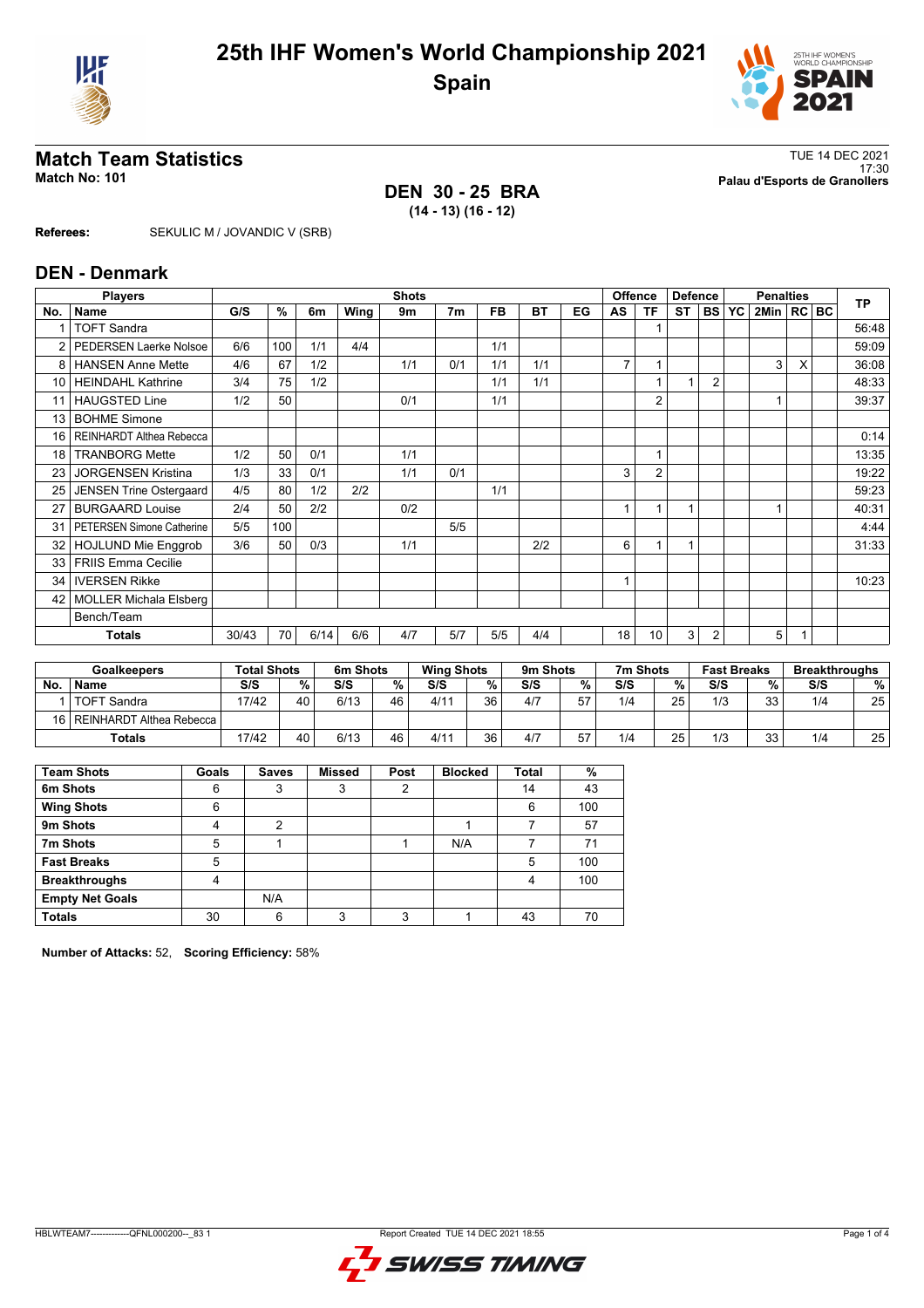# 25th IHF Women's World Championship 2021

## Spain

## Match Team Statistics

**Match No: 101**

TUE 14 DEC 2021
17:30
**Palau d'Esports de Granollers**

### DEN 30 - 25 BRA
**(14 - 13) (16 - 12)**

**Referees:** SEKULIC M / JOVANDIC V (SRB)

## DEN - Denmark

| Players | | Shots | | | | | | | | | Offence | | Defence | | | Penalties | | | TP |
|---|---|---|---|---|---|---|---|---|---|---|---|---|---|---|---|---|---|---|---|
| No. | Name | G/S | % | 6m | Wing | 9m | 7m | FB | BT | EG | AS | TF | ST | BS | YC | 2Min | RC | BC | |
| 1 | TOFT Sandra | | | | | | | | | | | 1 | | | | | | | 56:48 |
| 2 | PEDERSEN Laerke Nolsoe | 6/6 | 100 | 1/1 | 4/4 | | | 1/1 | | | | | | | | | | | 59:09 |
| 8 | HANSEN Anne Mette | 4/6 | 67 | 1/2 | | 1/1 | 0/1 | 1/1 | 1/1 | | 7 | 1 | | | | 3 | X | | 36:08 |
| 10 | HEINDAHL Kathrine | 3/4 | 75 | 1/2 | | | | 1/1 | 1/1 | | | 1 | 1 | 2 | | | | | 48:33 |
| 11 | HAUGSTED Line | 1/2 | 50 | | | 0/1 | | 1/1 | | | | 2 | | | | 1 | | | 39:37 |
| 13 | BOHME Simone | | | | | | | | | | | | | | | | | | |
| 16 | REINHARDT Althea Rebecca | | | | | | | | | | | | | | | | | | 0:14 |
| 18 | TRANBORG Mette | 1/2 | 50 | 0/1 | | 1/1 | | | | | | 1 | | | | | | | 13:35 |
| 23 | JORGENSEN Kristina | 1/3 | 33 | 0/1 | | 1/1 | 0/1 | | | | 3 | 2 | | | | | | | 19:22 |
| 25 | JENSEN Trine Ostergaard | 4/5 | 80 | 1/2 | 2/2 | | | 1/1 | | | | | | | | | | | 59:23 |
| 27 | BURGAARD Louise | 2/4 | 50 | 2/2 | | 0/2 | | | | | 1 | 1 | 1 | | | 1 | | | 40:31 |
| 31 | PETERSEN Simone Catherine | 5/5 | 100 | | | | 5/5 | | | | | | | | | | | | 4:44 |
| 32 | HOJLUND Mie Enggrob | 3/6 | 50 | 0/3 | | 1/1 | | | 2/2 | | 6 | 1 | 1 | | | | | | 31:33 |
| 33 | FRIIS Emma Cecilie | | | | | | | | | | | | | | | | | | |
| 34 | IVERSEN Rikke | | | | | | | | | | 1 | | | | | | | | 10:23 |
| 42 | MOLLER Michala Elsberg | | | | | | | | | | | | | | | | | | |
| | Bench/Team | | | | | | | | | | | | | | | | | | |
| | **Totals** | 30/43 | 70 | 6/14 | 6/6 | 4/7 | 5/7 | 5/5 | 4/4 | | 18 | 10 | 3 | 2 | | 5 | 1 | | |

| Goalkeepers | | Total Shots | | 6m Shots | | Wing Shots | | 9m Shots | | 7m Shots | | Fast Breaks | | Breakthroughs | |
|---|---|---|---|---|---|---|---|---|---|---|---|---|---|---|---|
| No. | Name | S/S | % | S/S | % | S/S | % | S/S | % | S/S | % | S/S | % | S/S | % |
| 1 | TOFT Sandra | 17/42 | 40 | 6/13 | 46 | 4/11 | 36 | 4/7 | 57 | 1/4 | 25 | 1/3 | 33 | 1/4 | 25 |
| 16 | REINHARDT Althea Rebecca | | | | | | | | | | | | | | |
| | **Totals** | 17/42 | 40 | 6/13 | 46 | 4/11 | 36 | 4/7 | 57 | 1/4 | 25 | 1/3 | 33 | 1/4 | 25 |

| Team Shots | Goals | Saves | Missed | Post | Blocked | Total | % |
|---|---|---|---|---|---|---|---|
| **6m Shots** | 6 | 3 | 3 | 2 | | 14 | 43 |
| **Wing Shots** | 6 | | | | | 6 | 100 |
| **9m Shots** | 4 | 2 | | | 1 | 7 | 57 |
| **7m Shots** | 5 | 1 | | 1 | N/A | 7 | 71 |
| **Fast Breaks** | 5 | | | | | 5 | 100 |
| **Breakthroughs** | 4 | | | | | 4 | 100 |
| **Empty Net Goals** | | N/A | | | | | |
| **Totals** | 30 | 6 | 3 | 3 | 1 | 43 | 70 |

**Number of Attacks:** 52, **Scoring Efficiency:** 58%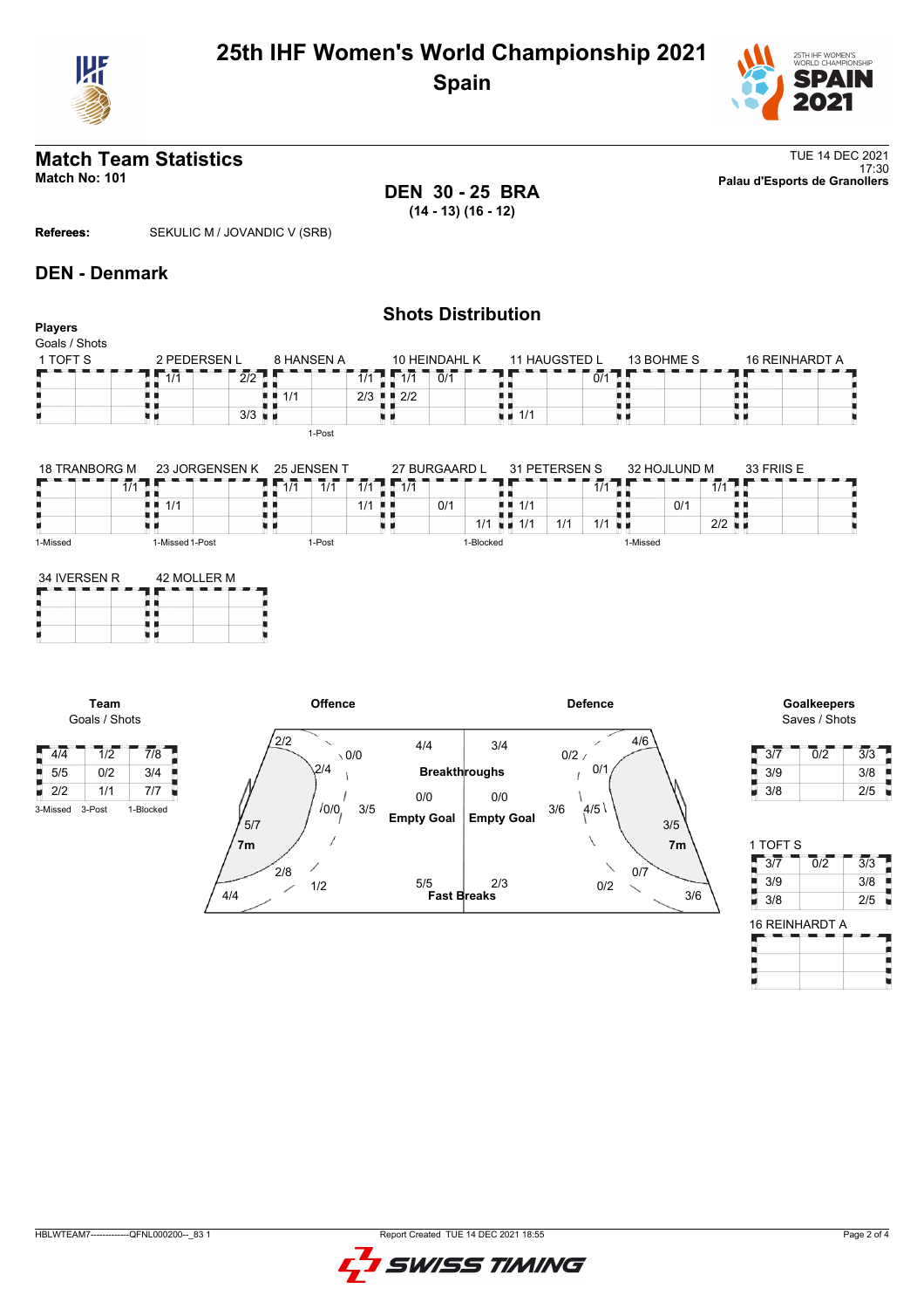# 25th IHF Women's World Championship 2021
## Spain

## Match Team Statistics
**Match No: 101**

TUE 14 DEC 2021
17:30
**Palau d'Esports de Granollers**

**DEN 30 - 25 BRA**
**(14 - 13) (16 - 12)**

**Referees:** SEKULIC M / JOVANDIC V (SRB)

## DEN - Denmark

### Shots Distribution

**Players**
Goals / Shots

**1 TOFT S**

| | | |
|---|---|---|
| | | |
| | | |
| | | |

**2 PEDERSEN L**

| | | |
|---|---|---|
| 1/1 | | 2/2 |
| | | |
| | | 3/3 |

**8 HANSEN A**

| | | |
|---|---|---|
| | | 1/1 |
| 1/1 | | 2/3 |
| | | |

1-Post

**10 HEINDAHL K**

| | | |
|---|---|---|
| 1/1 | 0/1 | |
| 2/2 | | |
| | | |

**11 HAUGSTED L**

| | | |
|---|---|---|
| | | 0/1 |
| | | |
| 1/1 | | |

**13 BOHME S**

| | | |
|---|---|---|
| | | |
| | | |
| | | |

**16 REINHARDT A**

| | | |
|---|---|---|
| | | |
| | | |
| | | |

**18 TRANBORG M**

| | | |
|---|---|---|
| | | 1/1 |
| | | |
| | | |

1-Missed

**23 JORGENSEN K**

| | | |
|---|---|---|
| | | |
| 1/1 | | |
| | | |

1-Missed 1-Post

**25 JENSEN T**

| | | |
|---|---|---|
| 1/1 | 1/1 | 1/1 |
| | | 1/1 |
| | | |

1-Post

**27 BURGAARD L**

| | | |
|---|---|---|
| 1/1 | | |
| | 0/1 | |
| | | 1/1 |

1-Blocked

**31 PETERSEN S**

| | | |
|---|---|---|
| | | 1/1 |
| 1/1 | | |
| 1/1 | 1/1 | 1/1 |

**32 HOJLUND M**

| | | |
|---|---|---|
| | | 1/1 |
| | 0/1 | |
| | | 2/2 |

1-Missed

**33 FRIIS E**

| | | |
|---|---|---|
| | | |
| | | |
| | | |

**34 IVERSEN R**

| | | |
|---|---|---|
| | | |
| | | |
| | | |

**42 MOLLER M**

| | | |
|---|---|---|
| | | |
| | | |
| | | |

**Team**
Goals / Shots

| | | |
|---|---|---|
| 4/4 | 1/2 | 7/8 |
| 5/5 | 0/2 | 3/4 |
| 2/2 | 1/1 | 7/7 |

3-Missed 3-Post 1-Blocked

**Offence**

| Zone | Goals / Shots |
|---|---|
| Left wing (top) | 2/2 |
| | 0/0 |
| | 2/4 |
| | 0/0 |
| | 3/5 |
| Left 9m | 5/7 |
| 7m | 2/8 |
| | 1/2 |
| Left wing (bottom) | 4/4 |
| Breakthroughs | 4/4 |
| Empty Goal | 0/0 |
| Fast Breaks | 5/5 |

**Defence**

| Zone | Goals / Shots |
|---|---|
| Breakthroughs | 3/4 |
| Empty Goal | 0/0 |
| Fast Breaks | 2/3 |
| | 0/2 |
| | 4/6 |
| | 0/1 |
| | 3/6 |
| | 4/5 |
| | 3/5 |
| 7m | 0/7 |
| | 0/2 |
| | 3/6 |

**Goalkeepers**
Saves / Shots

| | | |
|---|---|---|
| 3/7 | 0/2 | 3/3 |
| 3/9 | | 3/8 |
| 3/8 | | 2/5 |

**1 TOFT S**

| | | |
|---|---|---|
| 3/7 | 0/2 | 3/3 |
| 3/9 | | 3/8 |
| 3/8 | | 2/5 |

**16 REINHARDT A**

| | | |
|---|---|---|
| | | |
| | | |
| | | |

HBLWTEAM7--------------QFNL000200--_83 1 Report Created TUE 14 DEC 2021 18:55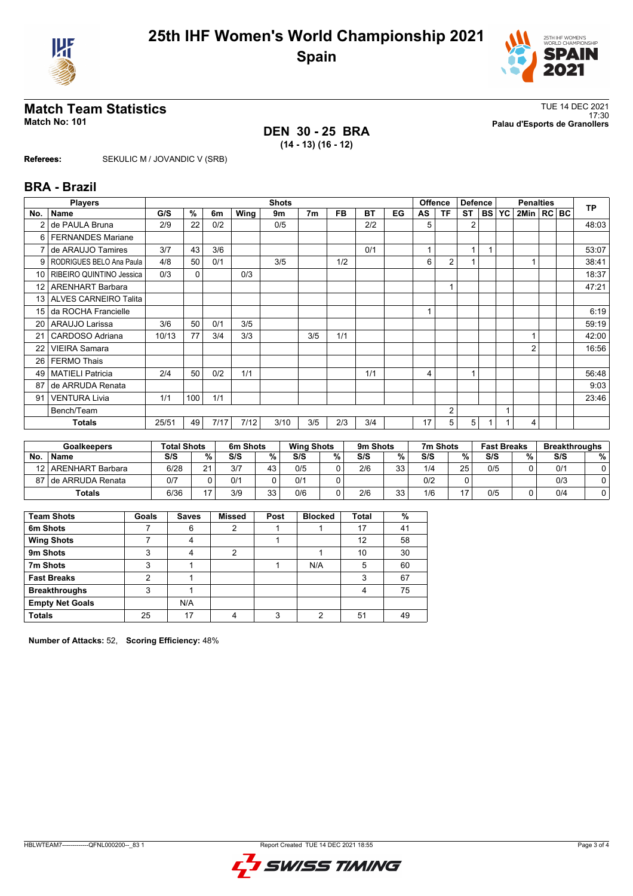# 25th IHF Women's World Championship 2021

## Spain

## Match Team Statistics

**Match No: 101**

TUE 14 DEC 2021
17:30
**Palau d'Esports de Granollers**

### DEN 30 - 25 BRA
**(14 - 13) (16 - 12)**

**Referees:** SEKULIC M / JOVANDIC V (SRB)

## BRA - Brazil

| No. | Name | G/S | % | 6m | Wing | 9m | 7m | FB | BT | EG | AS | TF | ST | BS | YC | 2Min | RC | BC | TP |
|---|---|---|---|---|---|---|---|---|---|---|---|---|---|---|---|---|---|---|---|
| 2 | de PAULA Bruna | 2/9 | 22 | 0/2 | | 0/5 | | | 2/2 | | 5 | | 2 | | | | | | 48:03 |
| 6 | FERNANDES Mariane | | | | | | | | | | | | | | | | | | |
| 7 | de ARAUJO Tamires | 3/7 | 43 | 3/6 | | | | | 0/1 | | 1 | | 1 | 1 | | | | | 53:07 |
| 9 | RODRIGUES BELO Ana Paula | 4/8 | 50 | 0/1 | | 3/5 | | 1/2 | | | 6 | 2 | 1 | | | 1 | | | 38:41 |
| 10 | RIBEIRO QUINTINO Jessica | 0/3 | 0 | | 0/3 | | | | | | | | | | | | | | 18:37 |
| 12 | ARENHART Barbara | | | | | | | | | | | 1 | | | | | | | 47:21 |
| 13 | ALVES CARNEIRO Talita | | | | | | | | | | | | | | | | | | |
| 15 | da ROCHA Francielle | | | | | | | | | | 1 | | | | | | | | 6:19 |
| 20 | ARAUJO Larissa | 3/6 | 50 | 0/1 | 3/5 | | | | | | | | | | | | | | 59:19 |
| 21 | CARDOSO Adriana | 10/13 | 77 | 3/4 | 3/3 | | 3/5 | 1/1 | | | | | | | | 1 | | | 42:00 |
| 22 | VIEIRA Samara | | | | | | | | | | | | | | | 2 | | | 16:56 |
| 26 | FERMO Thais | | | | | | | | | | | | | | | | | | |
| 49 | MATIELI Patricia | 2/4 | 50 | 0/2 | 1/1 | | | | 1/1 | | 4 | | 1 | | | | | | 56:48 |
| 87 | de ARRUDA Renata | | | | | | | | | | | | | | | | | | 9:03 |
| 91 | VENTURA Livia | 1/1 | 100 | 1/1 | | | | | | | | | | | | | | | 23:46 |
| | Bench/Team | | | | | | | | | | | 2 | | | 1 | | | | |
| | **Totals** | 25/51 | 49 | 7/17 | 7/12 | 3/10 | 3/5 | 2/3 | 3/4 | | 17 | 5 | 5 | 1 | 1 | 4 | | | |

| No. | Goalkeepers | Total Shots S/S | % | 6m Shots S/S | % | Wing Shots S/S | % | 9m Shots S/S | % | 7m Shots S/S | % | Fast Breaks S/S | % | Breakthroughs S/S | % |
|---|---|---|---|---|---|---|---|---|---|---|---|---|---|---|---|
| 12 | ARENHART Barbara | 6/28 | 21 | 3/7 | 43 | 0/5 | 0 | 2/6 | 33 | 1/4 | 25 | 0/5 | 0 | 0/1 | 0 |
| 87 | de ARRUDA Renata | 0/7 | 0 | 0/1 | 0 | 0/1 | 0 | | | 0/2 | 0 | | | 0/3 | 0 |
| | **Totals** | 6/36 | 17 | 3/9 | 33 | 0/6 | 0 | 2/6 | 33 | 1/6 | 17 | 0/5 | 0 | 0/4 | 0 |

| Team Shots | Goals | Saves | Missed | Post | Blocked | Total | % |
|---|---|---|---|---|---|---|---|
| 6m Shots | 7 | 6 | 2 | 1 | 1 | 17 | 41 |
| Wing Shots | 7 | 4 | | 1 | | 12 | 58 |
| 9m Shots | 3 | 4 | 2 | | 1 | 10 | 30 |
| 7m Shots | 3 | 1 | | 1 | N/A | 5 | 60 |
| Fast Breaks | 2 | 1 | | | | 3 | 67 |
| Breakthroughs | 3 | 1 | | | | 4 | 75 |
| Empty Net Goals | | N/A | | | | | |
| **Totals** | 25 | 17 | 4 | 3 | 2 | 51 | 49 |

**Number of Attacks:** 52, **Scoring Efficiency:** 48%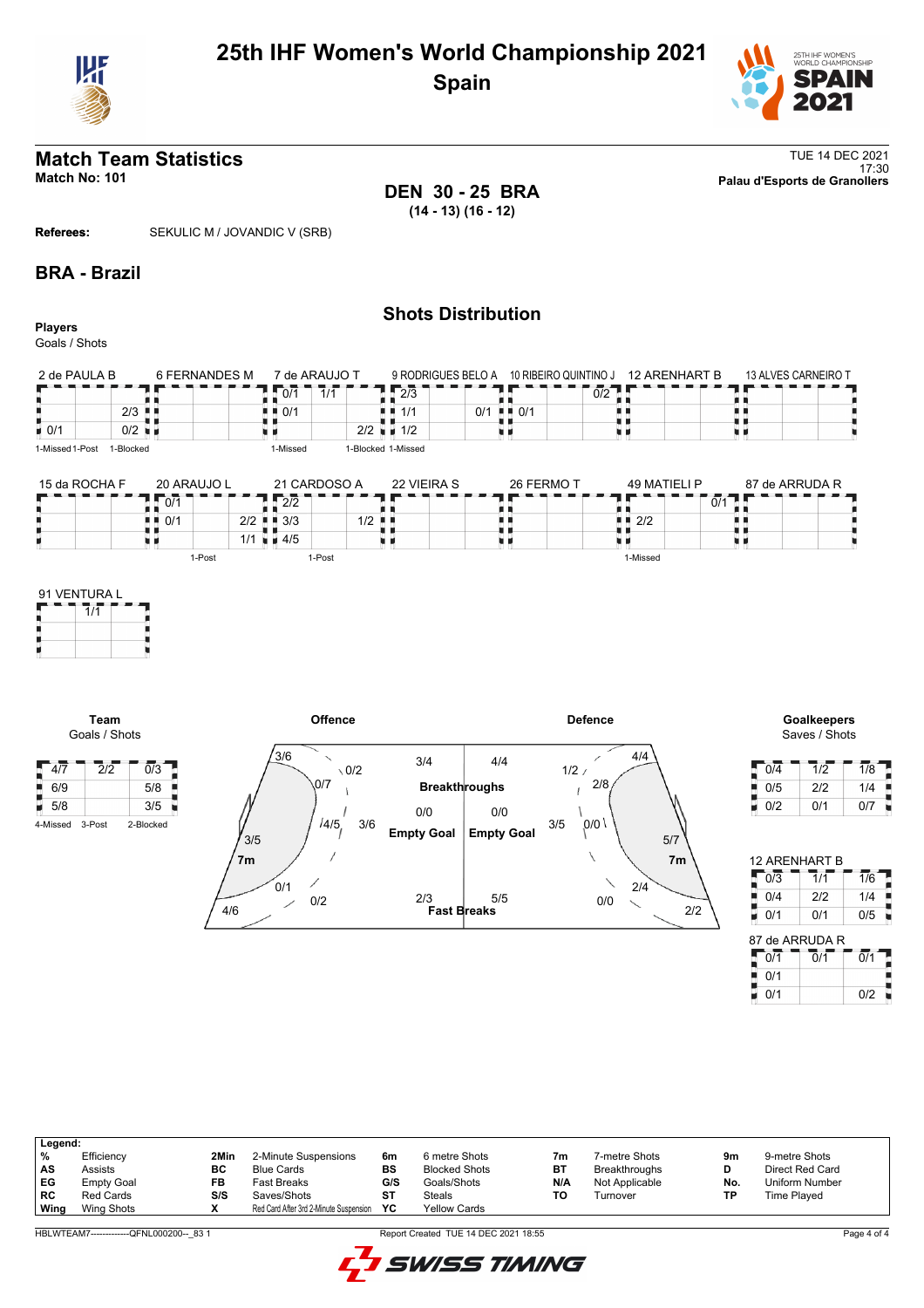# 25th IHF Women's World Championship 2021

## Spain

## Match Team Statistics

**Match No: 101**

TUE 14 DEC 2021
17:30
**Palau d'Esports de Granollers**

**DEN 30 - 25 BRA**
**(14 - 13) (16 - 12)**

**Referees:** SEKULIC M / JOVANDIC V (SRB)

## BRA - Brazil

### Shots Distribution

**Players**
Goals / Shots

2 de PAULA B
| | | |
|---|---|---|
| | | |
| | | 2/3 |
| 0/1 | | 0/2 |

1-Missed 1-Post 1-Blocked

6 FERNANDES M

7 de ARAUJO T
| | | |
|---|---|---|
| 0/1 | 1/1 | |
| 0/1 | | |
| | | 2/2 |

1-Missed 1-Blocked

9 RODRIGUES BELO A
| | | |
|---|---|---|
| 2/3 | | |
| 1/1 | | 0/1 |
| 1/2 | | |

1-Missed

10 RIBEIRO QUINTINO J
| | | |
|---|---|---|
| | | 0/2 |
| 0/1 | | |
| | | |

12 ARENHART B

13 ALVES CARNEIRO T

15 da ROCHA F

20 ARAUJO L
| | | |
|---|---|---|
| 0/1 | | |
| 0/1 | | 2/2 |
| | | 1/1 |

1-Post

21 CARDOSO A
| | | |
|---|---|---|
| 2/2 | | |
| 3/3 | | 1/2 |
| 4/5 | | |

1-Post

22 VIEIRA S

26 FERMO T

49 MATIELI P
| | | |
|---|---|---|
| | | 0/1 |
| 2/2 | | |
| | | |

1-Missed

87 de ARRUDA R

91 VENTURA L
| | | |
|---|---|---|
| | 1/1 | |
| | | |
| | | |

**Team**
Goals / Shots
| | | |
|---|---|---|
| 4/7 | 2/2 | 0/3 |
| 6/9 | | 5/8 |
| 5/8 | | 3/5 |

4-Missed 3-Post 2-Blocked

**Offence**

3/6
0/2
0/7
3/5
4/5
3/6
7m
0/1
0/2
4/6

| | |
|---|---|
| 3/4 | 4/4 |
| **Breakthroughs** | |
| 0/0 | 0/0 |
| **Empty Goal** | **Empty Goal** |
| 2/3 | 5/5 |
| **Fast Breaks** | |

**Defence**

4/4
1/2
2/8
3/5
0/0
5/7
7m
2/4
0/0
2/2

**Goalkeepers**
Saves / Shots
| | | |
|---|---|---|
| 0/4 | 1/2 | 1/8 |
| 0/5 | 2/2 | 1/4 |
| 0/2 | 0/1 | 0/7 |

12 ARENHART B
| | | |
|---|---|---|
| 0/3 | 1/1 | 1/6 |
| 0/4 | 2/2 | 1/4 |
| 0/1 | 0/1 | 0/5 |

87 de ARRUDA R
| | | |
|---|---|---|
| 0/1 | 0/1 | 0/1 |
| 0/1 | | |
| 0/1 | | 0/2 |

| Legend: | | | | | | | | | | | |
|---|---|---|---|---|---|---|---|---|---|---|---|
| % | Efficiency | 2Min | 2-Minute Suspensions | 6m | 6 metre Shots | 7m | 7-metre Shots | 9m | 9-metre Shots | | |
| AS | Assists | BC | Blue Cards | BS | Blocked Shots | BT | Breakthroughs | D | Direct Red Card | | |
| EG | Empty Goal | FB | Fast Breaks | G/S | Goals/Shots | N/A | Not Applicable | No. | Uniform Number | | |
| RC | Red Cards | S/S | Saves/Shots | ST | Steals | TO | Turnover | TP | Time Played | | |
| Wing | Wing Shots | X | Red Card After 3rd 2-Minute Suspension | YC | Yellow Cards | | | | | | |

HBLWTEAM7-------------QFNL000200--_83 1 Report Created TUE 14 DEC 2021 18:55